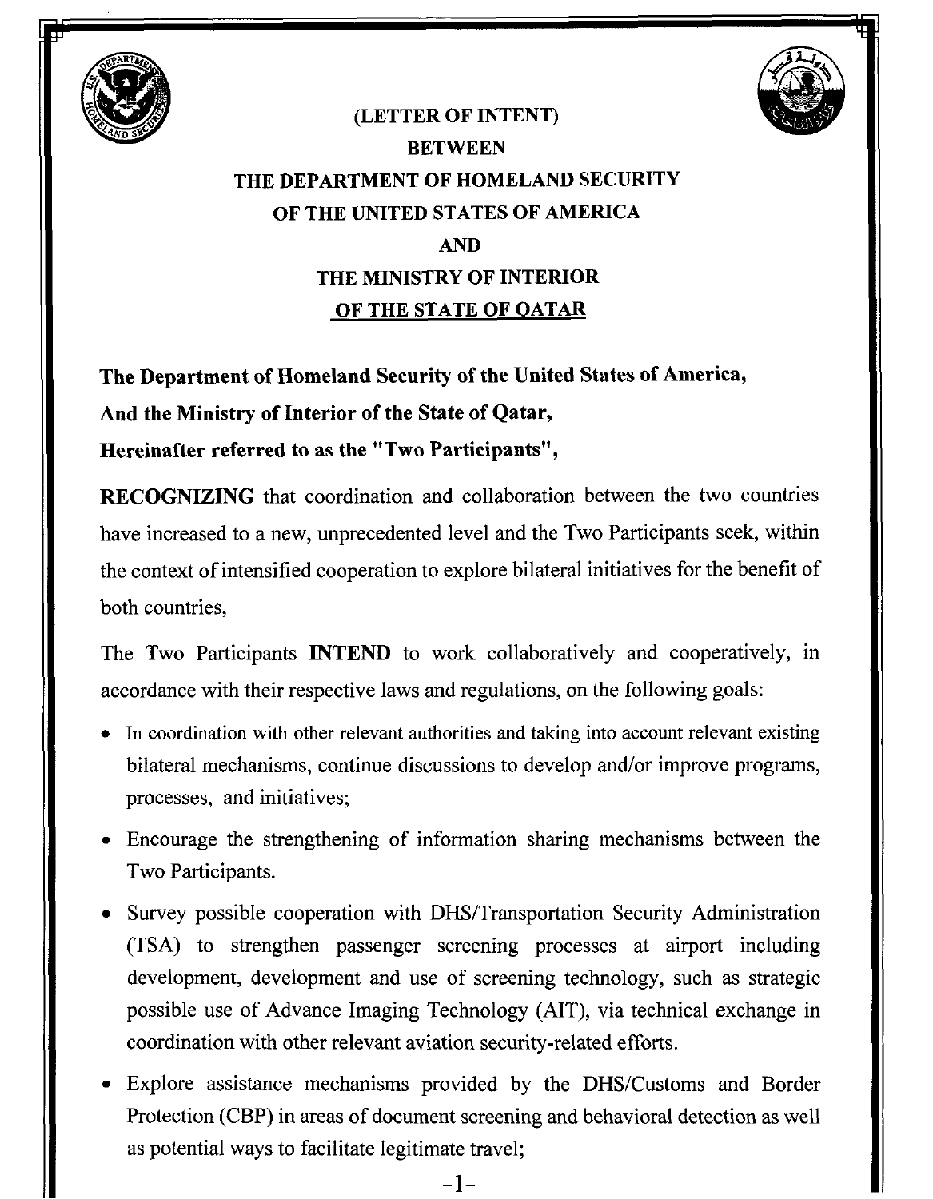# (LETTER OF INTENT)
# BETWEEN
# THE DEPARTMENT OF HOMELAND SECURITY
# OF THE UNITED STATES OF AMERICA
# AND
# THE MINISTRY OF INTERIOR
# OF THE STATE OF QATAR

**The Department of Homeland Security of the United States of America,**
**And the Ministry of Interior of the State of Qatar,**
**Hereinafter referred to as the "Two Participants",**

**RECOGNIZING** that coordination and collaboration between the two countries have increased to a new, unprecedented level and the Two Participants seek, within the context of intensified cooperation to explore bilateral initiatives for the benefit of both countries,

The Two Participants **INTEND** to work collaboratively and cooperatively, in accordance with their respective laws and regulations, on the following goals:

- In coordination with other relevant authorities and taking into account relevant existing bilateral mechanisms, continue discussions to develop and/or improve programs, processes, and initiatives;
- Encourage the strengthening of information sharing mechanisms between the Two Participants.
- Survey possible cooperation with DHS/Transportation Security Administration (TSA) to strengthen passenger screening processes at airport including development, development and use of screening technology, such as strategic possible use of Advance Imaging Technology (AIT), via technical exchange in coordination with other relevant aviation security-related efforts.
- Explore assistance mechanisms provided by the DHS/Customs and Border Protection (CBP) in areas of document screening and behavioral detection as well as potential ways to facilitate legitimate travel;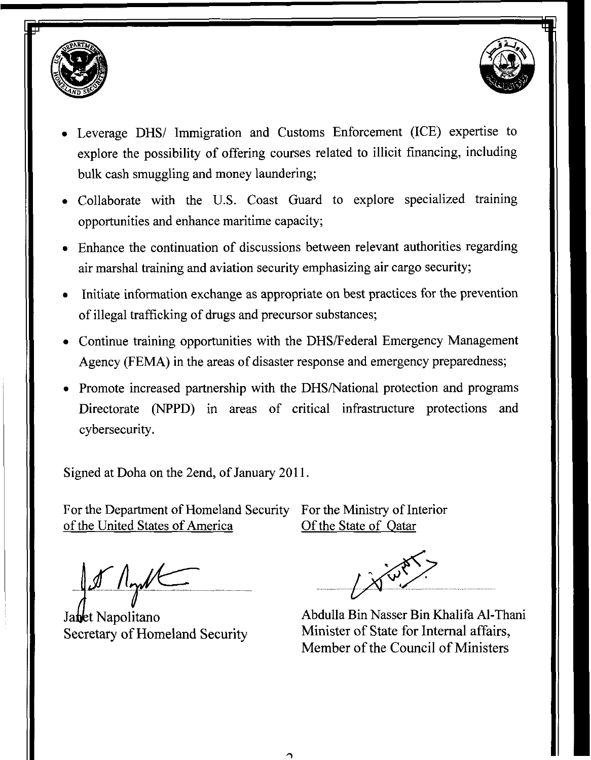- Leverage DHS/ Immigration and Customs Enforcement (ICE) expertise to explore the possibility of offering courses related to illicit financing, including bulk cash smuggling and money laundering;
- Collaborate with the U.S. Coast Guard to explore specialized training opportunities and enhance maritime capacity;
- Enhance the continuation of discussions between relevant authorities regarding air marshal training and aviation security emphasizing air cargo security;
- Initiate information exchange as appropriate on best practices for the prevention of illegal trafficking of drugs and precursor substances;
- Continue training opportunities with the DHS/Federal Emergency Management Agency (FEMA) in the areas of disaster response and emergency preparedness;
- Promote increased partnership with the DHS/National protection and programs Directorate (NPPD) in areas of critical infrastructure protections and cybersecurity.

Signed at Doha on the 2end, of January 2011.

| For the Department of Homeland Security of the United States of America | For the Ministry of Interior Of the State of Qatar |
| --- | --- |
| Janet Napolitano<br>Secretary of Homeland Security | Abdulla Bin Nasser Bin Khalifa Al-Thani<br>Minister of State for Internal affairs,<br>Member of the Council of Ministers |